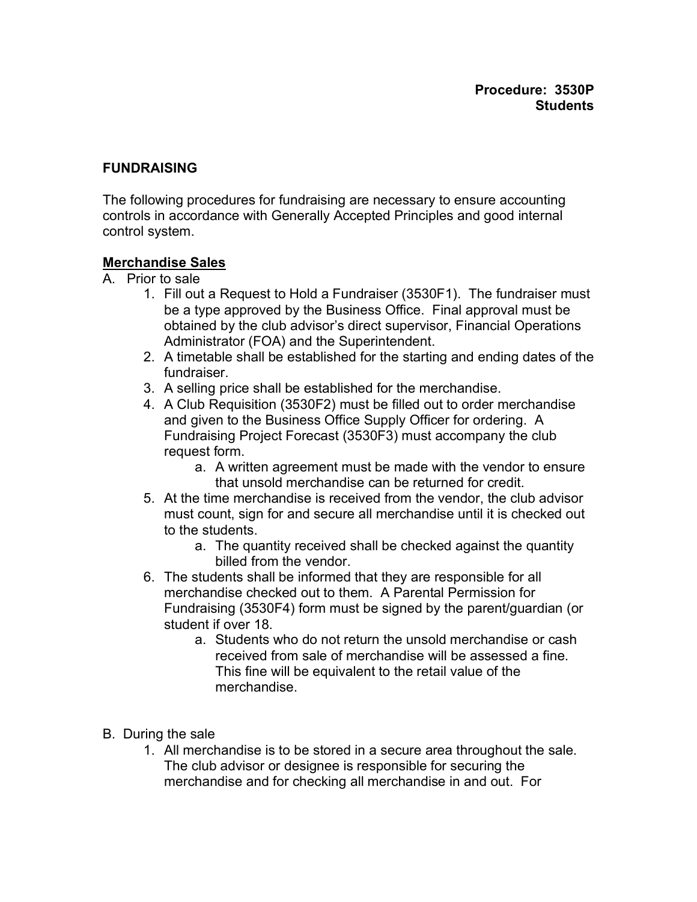**Procedure: 3530P**
**Students**

## FUNDRAISING

The following procedures for fundraising are necessary to ensure accounting controls in accordance with Generally Accepted Principles and good internal control system.

### Merchandise Sales

A. Prior to sale

1. Fill out a Request to Hold a Fundraiser (3530F1). The fundraiser must be a type approved by the Business Office. Final approval must be obtained by the club advisor's direct supervisor, Financial Operations Administrator (FOA) and the Superintendent.
2. A timetable shall be established for the starting and ending dates of the fundraiser.
3. A selling price shall be established for the merchandise.
4. A Club Requisition (3530F2) must be filled out to order merchandise and given to the Business Office Supply Officer for ordering. A Fundraising Project Forecast (3530F3) must accompany the club request form.
   a. A written agreement must be made with the vendor to ensure that unsold merchandise can be returned for credit.
5. At the time merchandise is received from the vendor, the club advisor must count, sign for and secure all merchandise until it is checked out to the students.
   a. The quantity received shall be checked against the quantity billed from the vendor.
6. The students shall be informed that they are responsible for all merchandise checked out to them. A Parental Permission for Fundraising (3530F4) form must be signed by the parent/guardian (or student if over 18.
   a. Students who do not return the unsold merchandise or cash received from sale of merchandise will be assessed a fine. This fine will be equivalent to the retail value of the merchandise.

B. During the sale

1. All merchandise is to be stored in a secure area throughout the sale. The club advisor or designee is responsible for securing the merchandise and for checking all merchandise in and out. For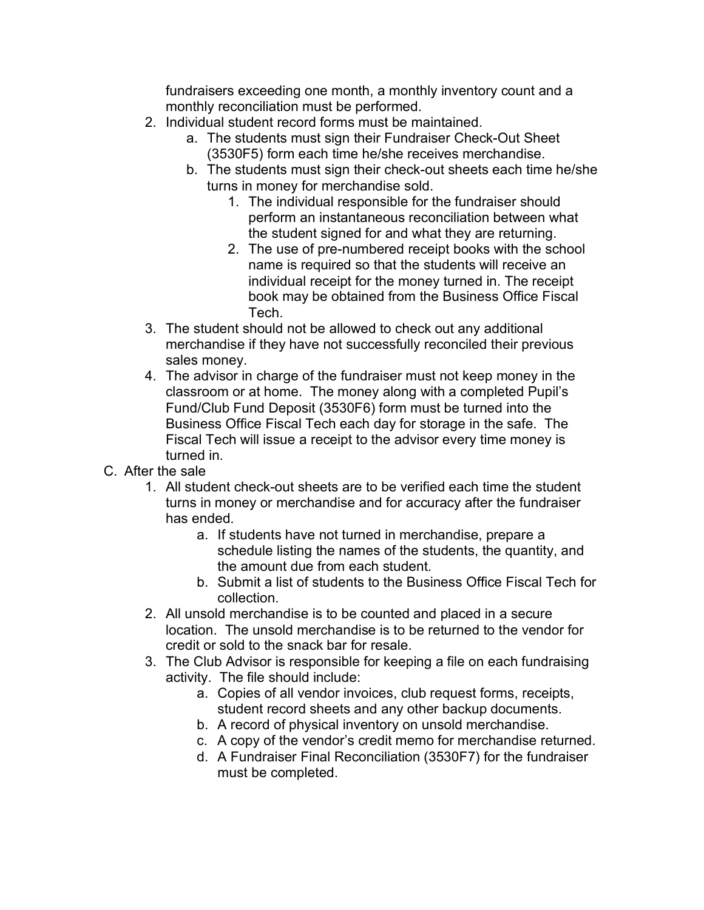fundraisers exceeding one month, a monthly inventory count and a monthly reconciliation must be performed.

2. Individual student record forms must be maintained.
    a. The students must sign their Fundraiser Check-Out Sheet (3530F5) form each time he/she receives merchandise.
    b. The students must sign their check-out sheets each time he/she turns in money for merchandise sold.
        1. The individual responsible for the fundraiser should perform an instantaneous reconciliation between what the student signed for and what they are returning.
        2. The use of pre-numbered receipt books with the school name is required so that the students will receive an individual receipt for the money turned in. The receipt book may be obtained from the Business Office Fiscal Tech.
3. The student should not be allowed to check out any additional merchandise if they have not successfully reconciled their previous sales money.
4. The advisor in charge of the fundraiser must not keep money in the classroom or at home. The money along with a completed Pupil's Fund/Club Fund Deposit (3530F6) form must be turned into the Business Office Fiscal Tech each day for storage in the safe. The Fiscal Tech will issue a receipt to the advisor every time money is turned in.

C. After the sale

1. All student check-out sheets are to be verified each time the student turns in money or merchandise and for accuracy after the fundraiser has ended.
    a. If students have not turned in merchandise, prepare a schedule listing the names of the students, the quantity, and the amount due from each student.
    b. Submit a list of students to the Business Office Fiscal Tech for collection.
2. All unsold merchandise is to be counted and placed in a secure location. The unsold merchandise is to be returned to the vendor for credit or sold to the snack bar for resale.
3. The Club Advisor is responsible for keeping a file on each fundraising activity. The file should include:
    a. Copies of all vendor invoices, club request forms, receipts, student record sheets and any other backup documents.
    b. A record of physical inventory on unsold merchandise.
    c. A copy of the vendor's credit memo for merchandise returned.
    d. A Fundraiser Final Reconciliation (3530F7) for the fundraiser must be completed.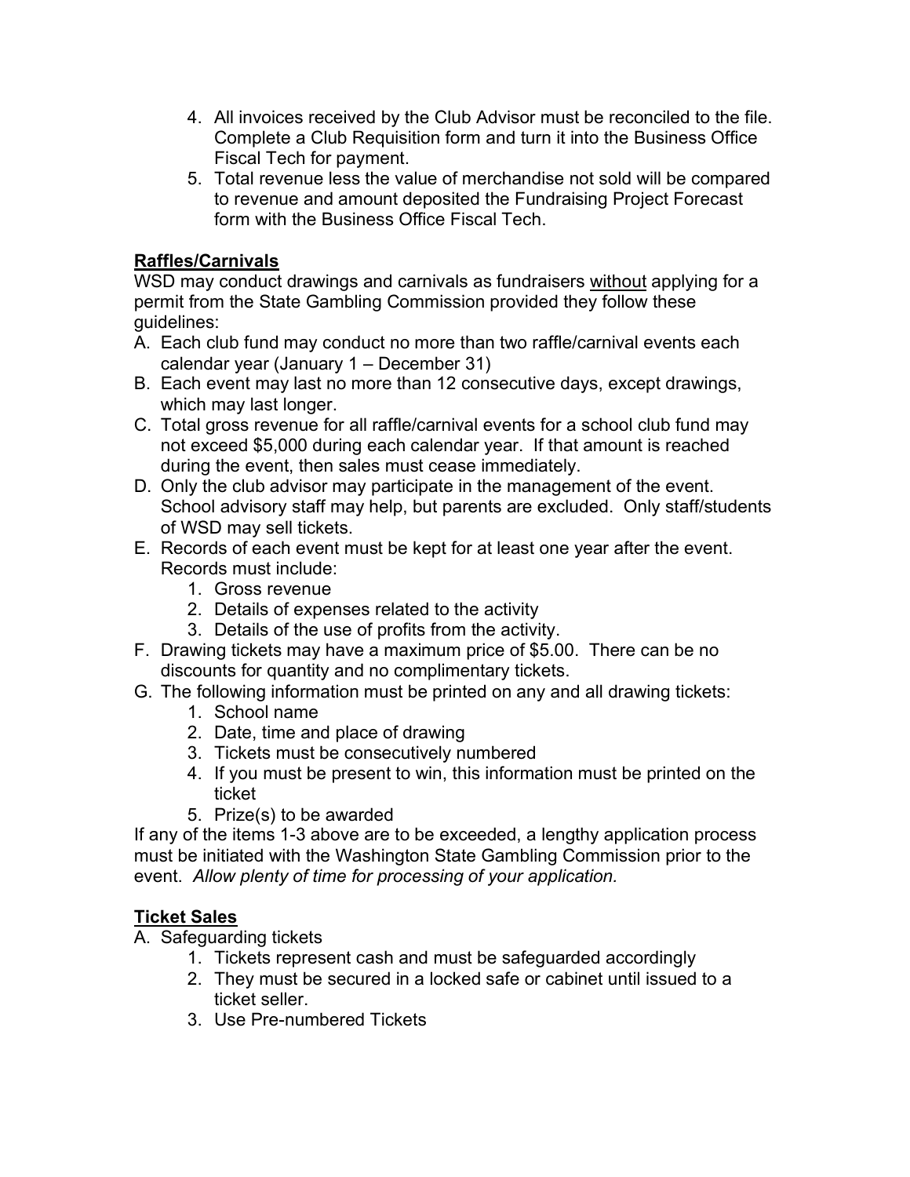4. All invoices received by the Club Advisor must be reconciled to the file. Complete a Club Requisition form and turn it into the Business Office Fiscal Tech for payment.
5. Total revenue less the value of merchandise not sold will be compared to revenue and amount deposited the Fundraising Project Forecast form with the Business Office Fiscal Tech.

**Raffles/Carnivals**

WSD may conduct drawings and carnivals as fundraisers without applying for a permit from the State Gambling Commission provided they follow these guidelines:

A. Each club fund may conduct no more than two raffle/carnival events each calendar year (January 1 – December 31)
B. Each event may last no more than 12 consecutive days, except drawings, which may last longer.
C. Total gross revenue for all raffle/carnival events for a school club fund may not exceed $5,000 during each calendar year. If that amount is reached during the event, then sales must cease immediately.
D. Only the club advisor may participate in the management of the event. School advisory staff may help, but parents are excluded. Only staff/students of WSD may sell tickets.
E. Records of each event must be kept for at least one year after the event. Records must include:
    1. Gross revenue
    2. Details of expenses related to the activity
    3. Details of the use of profits from the activity.
F. Drawing tickets may have a maximum price of $5.00. There can be no discounts for quantity and no complimentary tickets.
G. The following information must be printed on any and all drawing tickets:
    1. School name
    2. Date, time and place of drawing
    3. Tickets must be consecutively numbered
    4. If you must be present to win, this information must be printed on the ticket
    5. Prize(s) to be awarded

If any of the items 1-3 above are to be exceeded, a lengthy application process must be initiated with the Washington State Gambling Commission prior to the event. *Allow plenty of time for processing of your application.*

**Ticket Sales**

A. Safeguarding tickets
    1. Tickets represent cash and must be safeguarded accordingly
    2. They must be secured in a locked safe or cabinet until issued to a ticket seller.
    3. Use Pre-numbered Tickets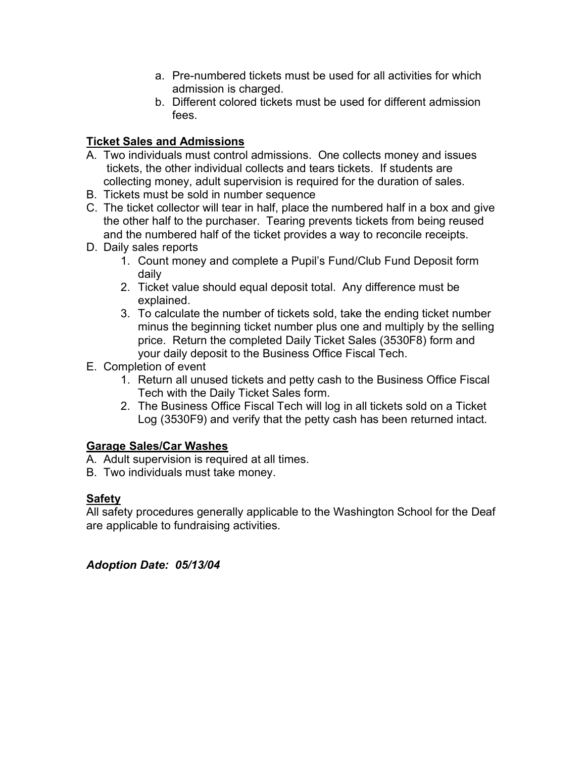a. Pre-numbered tickets must be used for all activities for which admission is charged.
b. Different colored tickets must be used for different admission fees.

**Ticket Sales and Admissions**

A. Two individuals must control admissions. One collects money and issues tickets, the other individual collects and tears tickets. If students are collecting money, adult supervision is required for the duration of sales.
B. Tickets must be sold in number sequence
C. The ticket collector will tear in half, place the numbered half in a box and give the other half to the purchaser. Tearing prevents tickets from being reused and the numbered half of the ticket provides a way to reconcile receipts.
D. Daily sales reports
   1. Count money and complete a Pupil's Fund/Club Fund Deposit form daily
   2. Ticket value should equal deposit total. Any difference must be explained.
   3. To calculate the number of tickets sold, take the ending ticket number minus the beginning ticket number plus one and multiply by the selling price. Return the completed Daily Ticket Sales (3530F8) form and your daily deposit to the Business Office Fiscal Tech.
E. Completion of event
   1. Return all unused tickets and petty cash to the Business Office Fiscal Tech with the Daily Ticket Sales form.
   2. The Business Office Fiscal Tech will log in all tickets sold on a Ticket Log (3530F9) and verify that the petty cash has been returned intact.

**Garage Sales/Car Washes**

A. Adult supervision is required at all times.
B. Two individuals must take money.

**Safety**

All safety procedures generally applicable to the Washington School for the Deaf are applicable to fundraising activities.

***Adoption Date: 05/13/04***